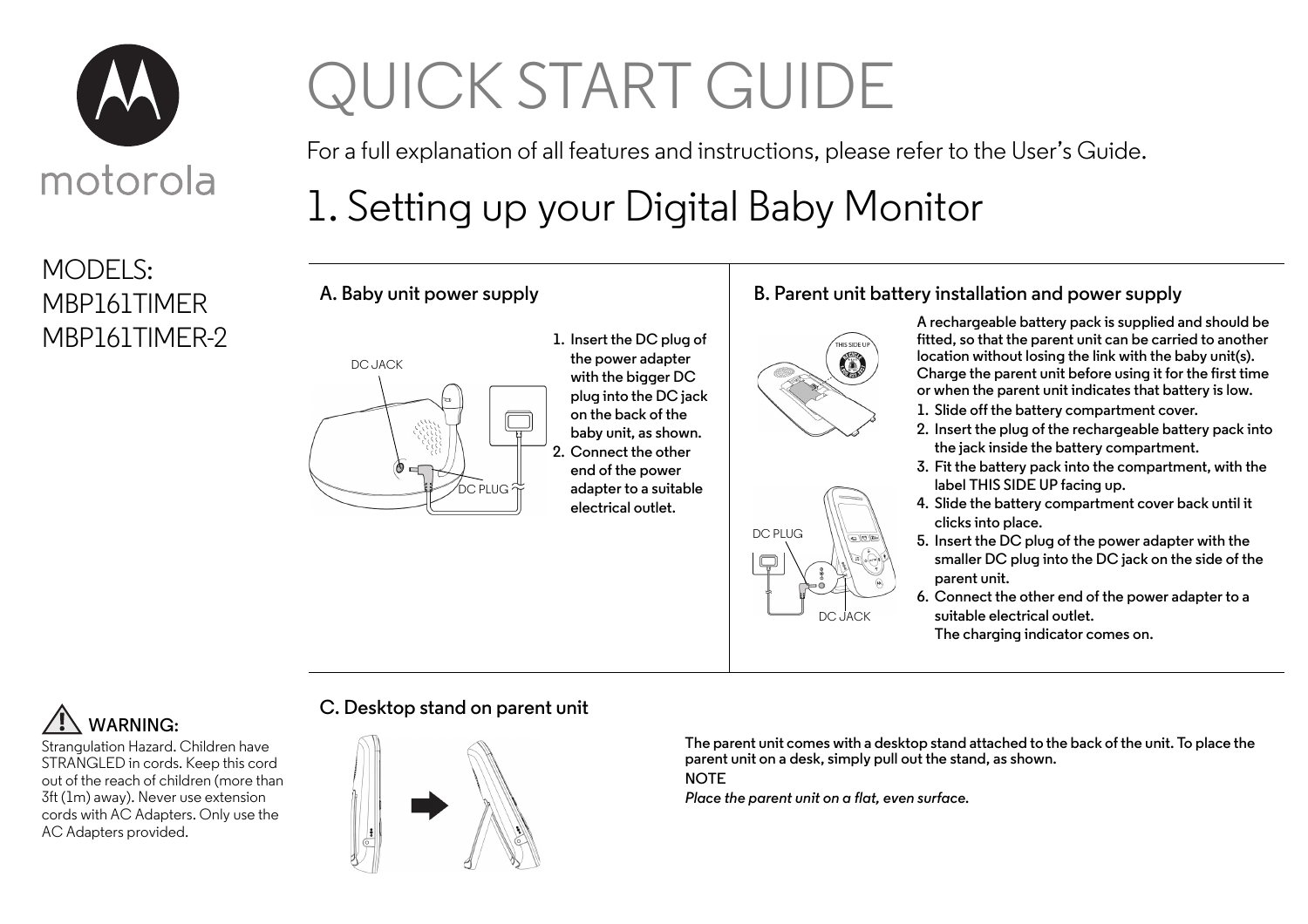motorola

# QUICK START GUIDE

For a full explanation of all features and instructions, please refer to the User's Guide.

MODELS:
MBP161TIMER
MBP161TIMER-2

## 1. Setting up your Digital Baby Monitor

### A. Baby unit power supply

DC JACK

DC PLUG

1. Insert the DC plug of the power adapter with the bigger DC plug into the DC jack on the back of the baby unit, as shown.
2. Connect the other end of the power adapter to a suitable electrical outlet.

### B. Parent unit battery installation and power supply

THIS SIDE UP

DC PLUG

DC JACK

A rechargeable battery pack is supplied and should be fitted, so that the parent unit can be carried to another location without losing the link with the baby unit(s). Charge the parent unit before using it for the first time or when the parent unit indicates that battery is low.

1. Slide off the battery compartment cover.
2. Insert the plug of the rechargeable battery pack into the jack inside the battery compartment.
3. Fit the battery pack into the compartment, with the label THIS SIDE UP facing up.
4. Slide the battery compartment cover back until it clicks into place.
5. Insert the DC plug of the power adapter with the smaller DC plug into the DC jack on the side of the parent unit.
6. Connect the other end of the power adapter to a suitable electrical outlet.
   The charging indicator comes on.

### ⚠ WARNING:

Strangulation Hazard. Children have STRANGLED in cords. Keep this cord out of the reach of children (more than 3ft (1m) away). Never use extension cords with AC Adapters. Only use the AC Adapters provided.

### C. Desktop stand on parent unit

The parent unit comes with a desktop stand attached to the back of the unit. To place the parent unit on a desk, simply pull out the stand, as shown.

NOTE

*Place the parent unit on a flat, even surface.*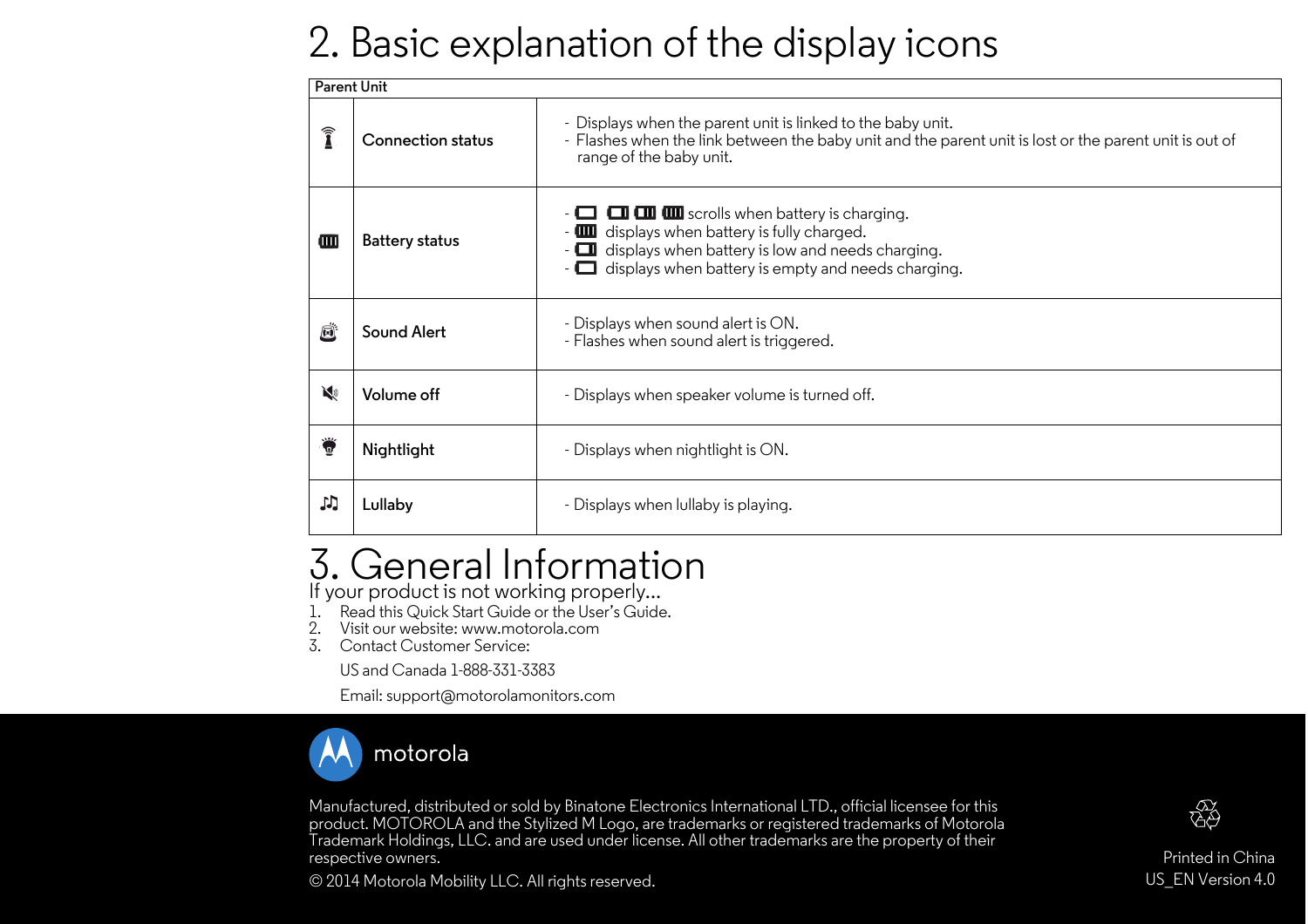# 2. Basic explanation of the display icons

| Parent Unit | | |
|---|---|---|
| | Connection status | - Displays when the parent unit is linked to the baby unit.<br>- Flashes when the link between the baby unit and the parent unit is lost or the parent unit is out of range of the baby unit. |
| | Battery status | - scrolls when battery is charging.<br>- displays when battery is fully charged.<br>- displays when battery is low and needs charging.<br>- displays when battery is empty and needs charging. |
| | Sound Alert | - Displays when sound alert is ON.<br>- Flashes when sound alert is triggered. |
| | Volume off | - Displays when speaker volume is turned off. |
| | Nightlight | - Displays when nightlight is ON. |
| | Lullaby | - Displays when lullaby is playing. |

# 3. General Information

If your product is not working properly...

1. Read this Quick Start Guide or the User's Guide.
2. Visit our website: www.motorola.com
3. Contact Customer Service:

   US and Canada 1-888-331-3383

   Email: support@motorolamonitors.com

motorola

Manufactured, distributed or sold by Binatone Electronics International LTD., official licensee for this product. MOTOROLA and the Stylized M Logo, are trademarks or registered trademarks of Motorola Trademark Holdings, LLC. and are used under license. All other trademarks are the property of their respective owners.

© 2014 Motorola Mobility LLC. All rights reserved.

Printed in China
US_EN Version 4.0